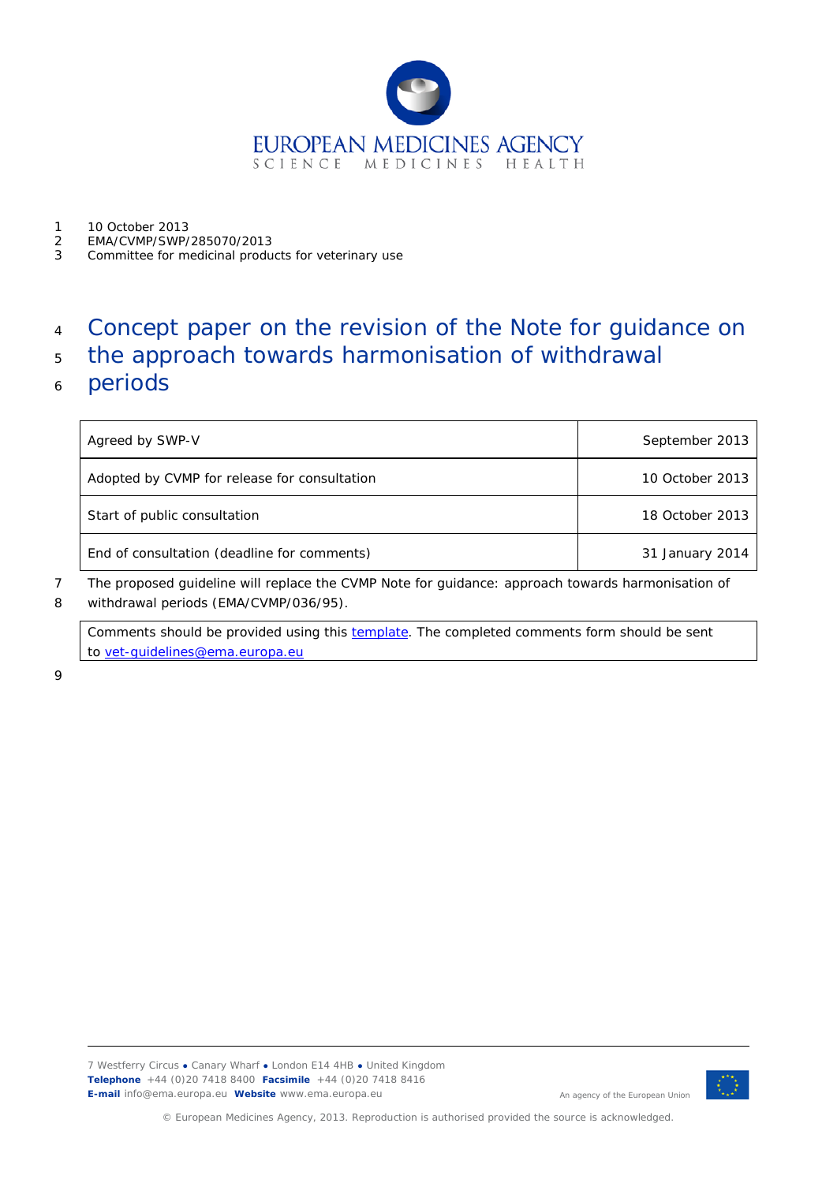10 October 2013
EMA/CVMP/SWP/285070/2013
Committee for medicinal products for veterinary use

# Concept paper on the revision of the Note for guidance on the approach towards harmonisation of withdrawal periods

| Agreed by SWP-V | September 2013 |
|---|---|
| Adopted by CVMP for release for consultation | 10 October 2013 |
| Start of public consultation | 18 October 2013 |
| End of consultation (deadline for comments) | 31 January 2014 |

The proposed guideline will replace the CVMP Note for guidance: approach towards harmonisation of withdrawal periods (EMA/CVMP/036/95).

Comments should be provided using this template. The completed comments form should be sent to vet-guidelines@ema.europa.eu

7 Westferry Circus ● Canary Wharf ● London E14 4HB ● United Kingdom
**Telephone** +44 (0)20 7418 8400 **Facsimile** +44 (0)20 7418 8416
**E-mail** info@ema.europa.eu **Website** www.ema.europa.eu

An agency of the European Union

© European Medicines Agency, 2013. Reproduction is authorised provided the source is acknowledged.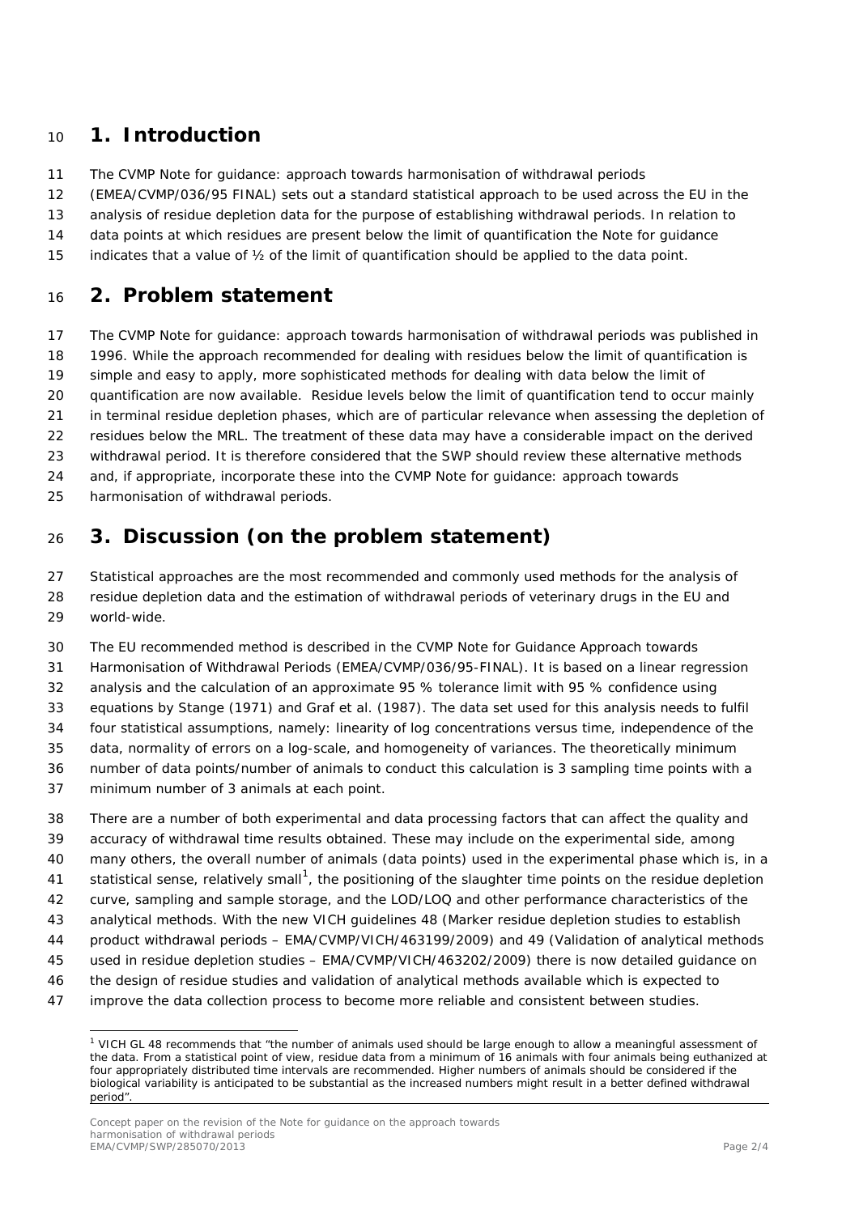# 1. Introduction

The CVMP Note for guidance: approach towards harmonisation of withdrawal periods (EMEA/CVMP/036/95 FINAL) sets out a standard statistical approach to be used across the EU in the analysis of residue depletion data for the purpose of establishing withdrawal periods. In relation to data points at which residues are present below the limit of quantification the Note for guidance indicates that a value of ½ of the limit of quantification should be applied to the data point.

# 2. Problem statement

The CVMP Note for guidance: approach towards harmonisation of withdrawal periods was published in 1996. While the approach recommended for dealing with residues below the limit of quantification is simple and easy to apply, more sophisticated methods for dealing with data below the limit of quantification are now available. Residue levels below the limit of quantification tend to occur mainly in terminal residue depletion phases, which are of particular relevance when assessing the depletion of residues below the MRL. The treatment of these data may have a considerable impact on the derived withdrawal period. It is therefore considered that the SWP should review these alternative methods and, if appropriate, incorporate these into the CVMP Note for guidance: approach towards harmonisation of withdrawal periods.

# 3. Discussion (on the problem statement)

Statistical approaches are the most recommended and commonly used methods for the analysis of residue depletion data and the estimation of withdrawal periods of veterinary drugs in the EU and world-wide.

The EU recommended method is described in the CVMP Note for Guidance Approach towards Harmonisation of Withdrawal Periods (EMEA/CVMP/036/95-FINAL). It is based on a linear regression analysis and the calculation of an approximate 95 % tolerance limit with 95 % confidence using equations by Stange (1971) and Graf et al. (1987). The data set used for this analysis needs to fulfil four statistical assumptions, namely: linearity of log concentrations versus time, independence of the data, normality of errors on a log-scale, and homogeneity of variances. The theoretically minimum number of data points/number of animals to conduct this calculation is 3 sampling time points with a minimum number of 3 animals at each point.

There are a number of both experimental and data processing factors that can affect the quality and accuracy of withdrawal time results obtained. These may include on the experimental side, among many others, the overall number of animals (data points) used in the experimental phase which is, in a statistical sense, relatively small[1], the positioning of the slaughter time points on the residue depletion curve, sampling and sample storage, and the LOD/LOQ and other performance characteristics of the analytical methods. With the new VICH guidelines 48 (Marker residue depletion studies to establish product withdrawal periods – EMA/CVMP/VICH/463199/2009) and 49 (Validation of analytical methods used in residue depletion studies – EMA/CVMP/VICH/463202/2009) there is now detailed guidance on the design of residue studies and validation of analytical methods available which is expected to improve the data collection process to become more reliable and consistent between studies.

[1] VICH GL 48 recommends that "the number of animals used should be large enough to allow a meaningful assessment of the data. From a statistical point of view, residue data from a minimum of 16 animals with four animals being euthanized at four appropriately distributed time intervals are recommended. Higher numbers of animals should be considered if the biological variability is anticipated to be substantial as the increased numbers might result in a better defined withdrawal period".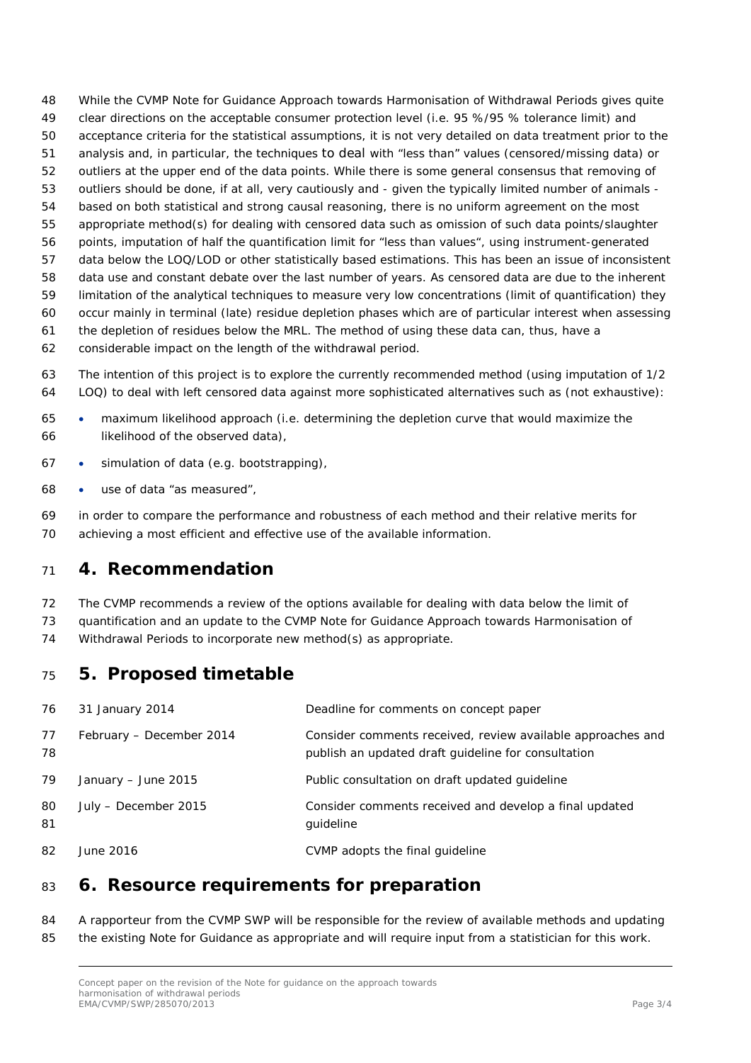While the CVMP Note for Guidance Approach towards Harmonisation of Withdrawal Periods gives quite clear directions on the acceptable consumer protection level (i.e. 95 %/95 % tolerance limit) and acceptance criteria for the statistical assumptions, it is not very detailed on data treatment prior to the analysis and, in particular, the techniques to deal with "less than" values (censored/missing data) or outliers at the upper end of the data points. While there is some general consensus that removing of outliers should be done, if at all, very cautiously and - given the typically limited number of animals - based on both statistical and strong causal reasoning, there is no uniform agreement on the most appropriate method(s) for dealing with censored data such as omission of such data points/slaughter points, imputation of half the quantification limit for "less than values", using instrument-generated data below the LOQ/LOD or other statistically based estimations. This has been an issue of inconsistent data use and constant debate over the last number of years. As censored data are due to the inherent limitation of the analytical techniques to measure very low concentrations (limit of quantification) they occur mainly in terminal (late) residue depletion phases which are of particular interest when assessing the depletion of residues below the MRL. The method of using these data can, thus, have a considerable impact on the length of the withdrawal period.

The intention of this project is to explore the currently recommended method (using imputation of 1/2 LOQ) to deal with left censored data against more sophisticated alternatives such as (not exhaustive):

- maximum likelihood approach (i.e. determining the depletion curve that would maximize the likelihood of the observed data),
- simulation of data (e.g. bootstrapping),
- use of data "as measured",

in order to compare the performance and robustness of each method and their relative merits for achieving a most efficient and effective use of the available information.

## 4. Recommendation

The CVMP recommends a review of the options available for dealing with data below the limit of quantification and an update to the CVMP Note for Guidance Approach towards Harmonisation of Withdrawal Periods to incorporate new method(s) as appropriate.

## 5. Proposed timetable

| | |
|---|---|
| 31 January 2014 | Deadline for comments on concept paper |
| February – December 2014 | Consider comments received, review available approaches and publish an updated draft guideline for consultation |
| January – June 2015 | Public consultation on draft updated guideline |
| July – December 2015 | Consider comments received and develop a final updated guideline |
| June 2016 | CVMP adopts the final guideline |

## 6. Resource requirements for preparation

A rapporteur from the CVMP SWP will be responsible for the review of available methods and updating the existing Note for Guidance as appropriate and will require input from a statistician for this work.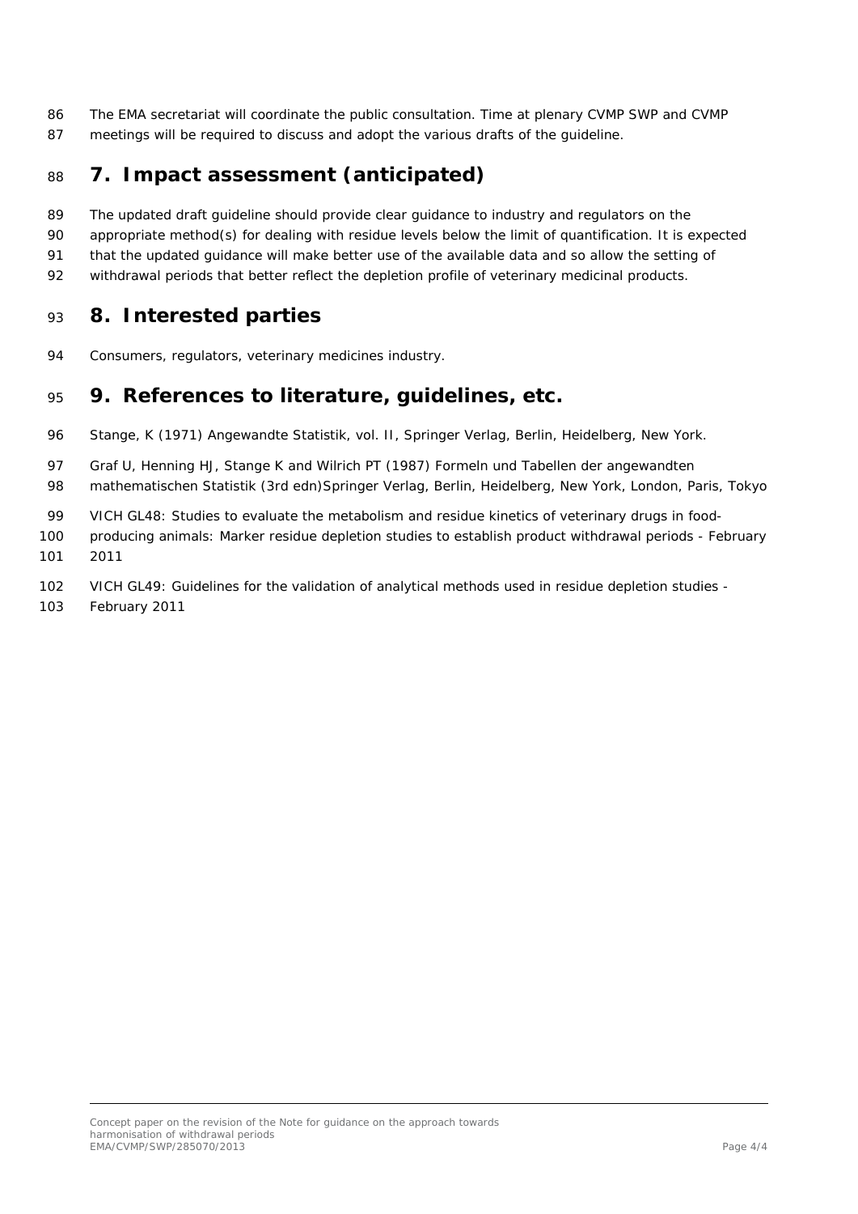The EMA secretariat will coordinate the public consultation. Time at plenary CVMP SWP and CVMP meetings will be required to discuss and adopt the various drafts of the guideline.

## 7. Impact assessment (anticipated)

The updated draft guideline should provide clear guidance to industry and regulators on the appropriate method(s) for dealing with residue levels below the limit of quantification. It is expected that the updated guidance will make better use of the available data and so allow the setting of withdrawal periods that better reflect the depletion profile of veterinary medicinal products.

## 8. Interested parties

Consumers, regulators, veterinary medicines industry.

## 9. References to literature, guidelines, etc.

Stange, K (1971) Angewandte Statistik, vol. II, Springer Verlag, Berlin, Heidelberg, New York.

Graf U, Henning HJ, Stange K and Wilrich PT (1987) Formeln und Tabellen der angewandten mathematischen Statistik (3rd edn)Springer Verlag, Berlin, Heidelberg, New York, London, Paris, Tokyo

VICH GL48: Studies to evaluate the metabolism and residue kinetics of veterinary drugs in food-producing animals: Marker residue depletion studies to establish product withdrawal periods - February 2011

VICH GL49: Guidelines for the validation of analytical methods used in residue depletion studies - February 2011